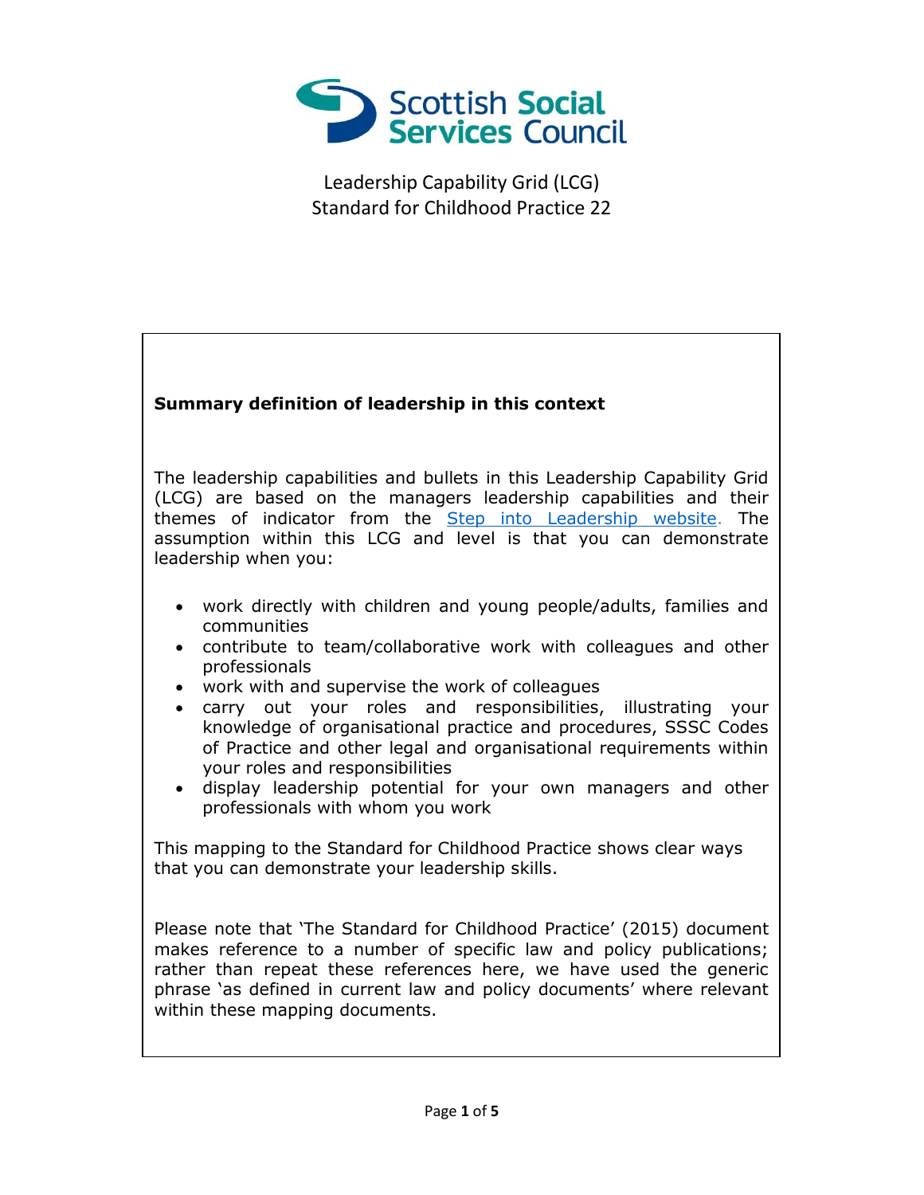Scottish Social Services Council

# Leadership Capability Grid (LCG)
# Standard for Childhood Practice 22

**Summary definition of leadership in this context**

The leadership capabilities and bullets in this Leadership Capability Grid (LCG) are based on the managers leadership capabilities and their themes of indicator from the [Step into Leadership website](). The assumption within this LCG and level is that you can demonstrate leadership when you:

- work directly with children and young people/adults, families and communities
- contribute to team/collaborative work with colleagues and other professionals
- work with and supervise the work of colleagues
- carry out your roles and responsibilities, illustrating your knowledge of organisational practice and procedures, SSSC Codes of Practice and other legal and organisational requirements within your roles and responsibilities
- display leadership potential for your own managers and other professionals with whom you work

This mapping to the Standard for Childhood Practice shows clear ways that you can demonstrate your leadership skills.

Please note that 'The Standard for Childhood Practice' (2015) document makes reference to a number of specific law and policy publications; rather than repeat these references here, we have used the generic phrase 'as defined in current law and policy documents' where relevant within these mapping documents.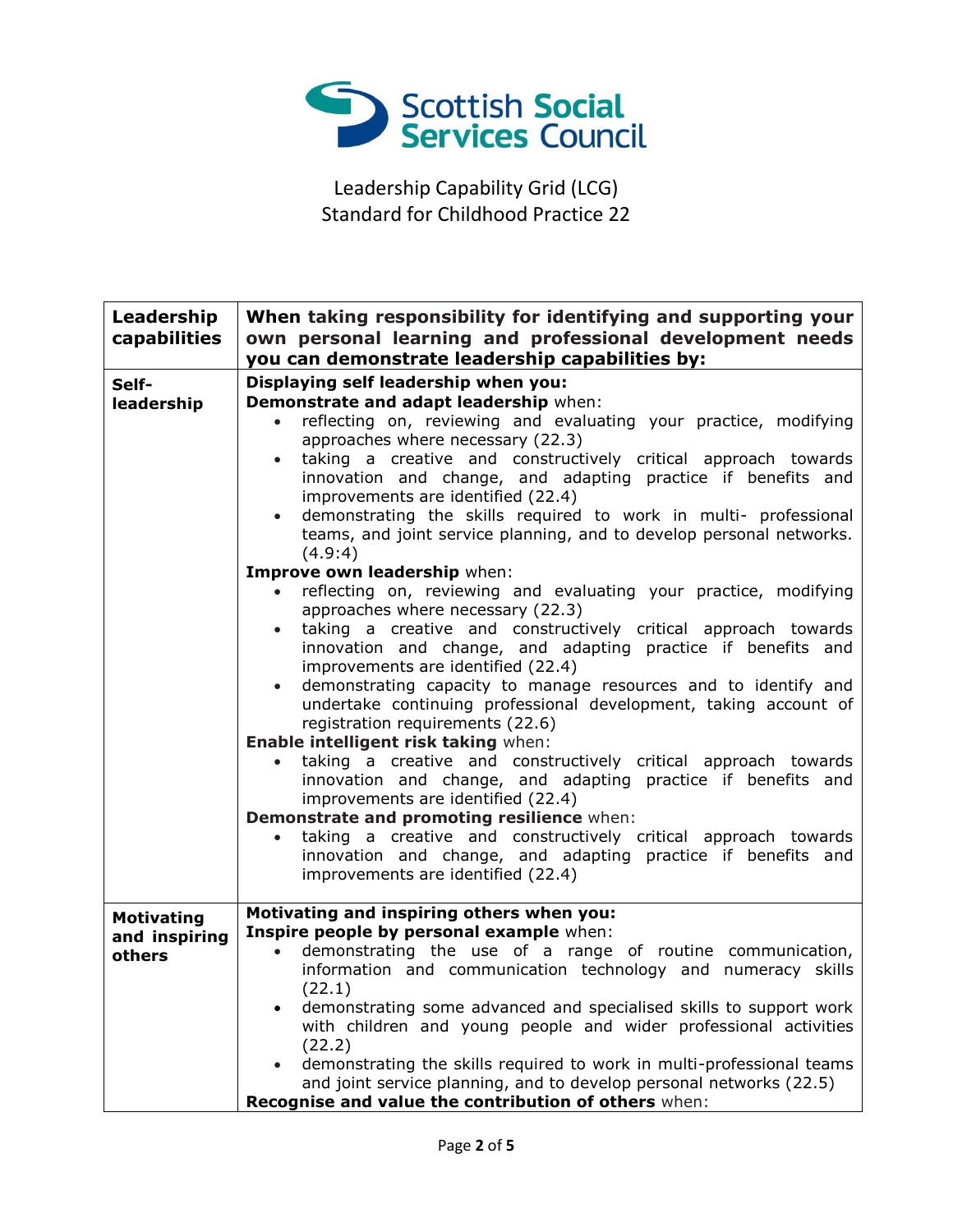Scottish Social Services Council

Leadership Capability Grid (LCG)
Standard for Childhood Practice 22

| **Leadership capabilities** | **When taking responsibility for identifying and supporting your own personal learning and professional development needs you can demonstrate leadership capabilities by:** |
|---|---|
| **Self-leadership** | **Displaying self leadership when you:**<br>**Demonstrate and adapt leadership** when:<br>• reflecting on, reviewing and evaluating your practice, modifying approaches where necessary (22.3)<br>• taking a creative and constructively critical approach towards innovation and change, and adapting practice if benefits and improvements are identified (22.4)<br>• demonstrating the skills required to work in multi- professional teams, and joint service planning, and to develop personal networks. (4.9:4)<br>**Improve own leadership** when:<br>• reflecting on, reviewing and evaluating your practice, modifying approaches where necessary (22.3)<br>• taking a creative and constructively critical approach towards innovation and change, and adapting practice if benefits and improvements are identified (22.4)<br>• demonstrating capacity to manage resources and to identify and undertake continuing professional development, taking account of registration requirements (22.6)<br>**Enable intelligent risk taking** when:<br>• taking a creative and constructively critical approach towards innovation and change, and adapting practice if benefits and improvements are identified (22.4)<br>**Demonstrate and promoting resilience** when:<br>• taking a creative and constructively critical approach towards innovation and change, and adapting practice if benefits and improvements are identified (22.4) |
| **Motivating and inspiring others** | **Motivating and inspiring others when you:**<br>**Inspire people by personal example** when:<br>• demonstrating the use of a range of routine communication, information and communication technology and numeracy skills (22.1)<br>• demonstrating some advanced and specialised skills to support work with children and young people and wider professional activities (22.2)<br>• demonstrating the skills required to work in multi-professional teams and joint service planning, and to develop personal networks (22.5)<br>**Recognise and value the contribution of others** when: |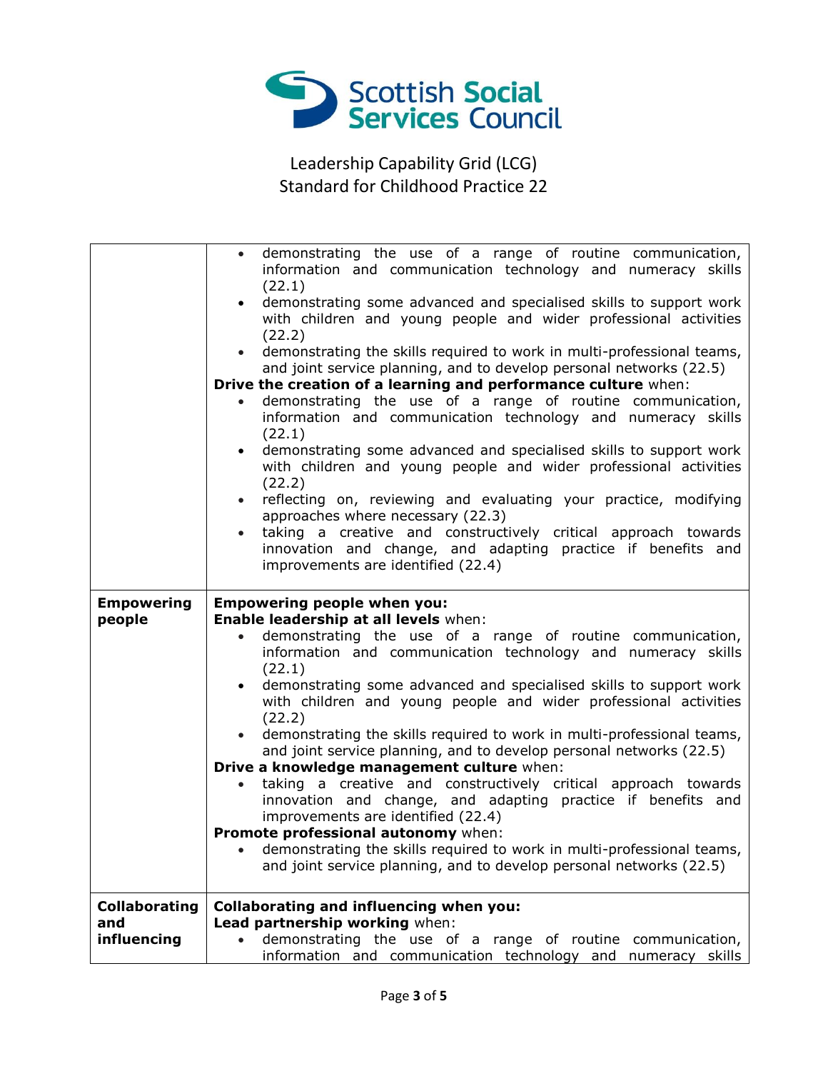Leadership Capability Grid (LCG)
Standard for Childhood Practice 22

| | |
|---|---|
| | • demonstrating the use of a range of routine communication, information and communication technology and numeracy skills (22.1)<br>• demonstrating some advanced and specialised skills to support work with children and young people and wider professional activities (22.2)<br>• demonstrating the skills required to work in multi-professional teams, and joint service planning, and to develop personal networks (22.5)<br>**Drive the creation of a learning and performance culture** when:<br>• demonstrating the use of a range of routine communication, information and communication technology and numeracy skills (22.1)<br>• demonstrating some advanced and specialised skills to support work with children and young people and wider professional activities (22.2)<br>• reflecting on, reviewing and evaluating your practice, modifying approaches where necessary (22.3)<br>• taking a creative and constructively critical approach towards innovation and change, and adapting practice if benefits and improvements are identified (22.4) |
| **Empowering people** | **Empowering people when you:**<br>**Enable leadership at all levels** when:<br>• demonstrating the use of a range of routine communication, information and communication technology and numeracy skills (22.1)<br>• demonstrating some advanced and specialised skills to support work with children and young people and wider professional activities (22.2)<br>• demonstrating the skills required to work in multi-professional teams, and joint service planning, and to develop personal networks (22.5)<br>**Drive a knowledge management culture** when:<br>• taking a creative and constructively critical approach towards innovation and change, and adapting practice if benefits and improvements are identified (22.4)<br>**Promote professional autonomy** when:<br>• demonstrating the skills required to work in multi-professional teams, and joint service planning, and to develop personal networks (22.5) |
| **Collaborating and influencing** | **Collaborating and influencing when you:**<br>**Lead partnership working** when:<br>• demonstrating the use of a range of routine communication, information and communication technology and numeracy skills |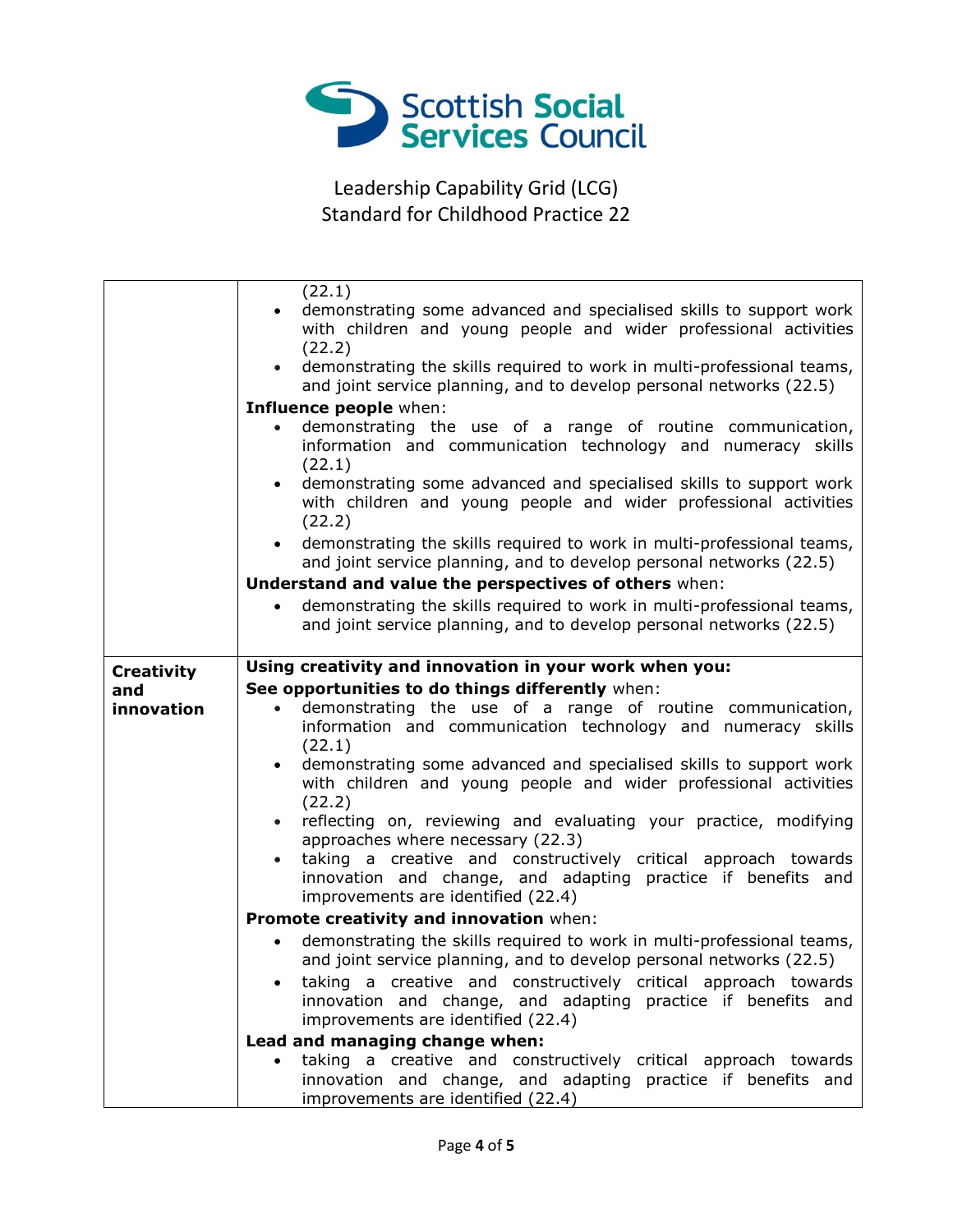Leadership Capability Grid (LCG)
Standard for Childhood Practice 22

| | |
|---|---|
| | (22.1)<br>• demonstrating some advanced and specialised skills to support work with children and young people and wider professional activities (22.2)<br>• demonstrating the skills required to work in multi-professional teams, and joint service planning, and to develop personal networks (22.5)<br>**Influence people** when:<br>• demonstrating the use of a range of routine communication, information and communication technology and numeracy skills (22.1)<br>• demonstrating some advanced and specialised skills to support work with children and young people and wider professional activities (22.2)<br>• demonstrating the skills required to work in multi-professional teams, and joint service planning, and to develop personal networks (22.5)<br>**Understand and value the perspectives of others** when:<br>• demonstrating the skills required to work in multi-professional teams, and joint service planning, and to develop personal networks (22.5) |
| **Creativity and innovation** | **Using creativity and innovation in your work when you:**<br>**See opportunities to do things differently** when:<br>• demonstrating the use of a range of routine communication, information and communication technology and numeracy skills (22.1)<br>• demonstrating some advanced and specialised skills to support work with children and young people and wider professional activities (22.2)<br>• reflecting on, reviewing and evaluating your practice, modifying approaches where necessary (22.3)<br>• taking a creative and constructively critical approach towards innovation and change, and adapting practice if benefits and improvements are identified (22.4)<br>**Promote creativity and innovation** when:<br>• demonstrating the skills required to work in multi-professional teams, and joint service planning, and to develop personal networks (22.5)<br>• taking a creative and constructively critical approach towards innovation and change, and adapting practice if benefits and improvements are identified (22.4)<br>**Lead and managing change when:**<br>• taking a creative and constructively critical approach towards innovation and change, and adapting practice if benefits and improvements are identified (22.4) |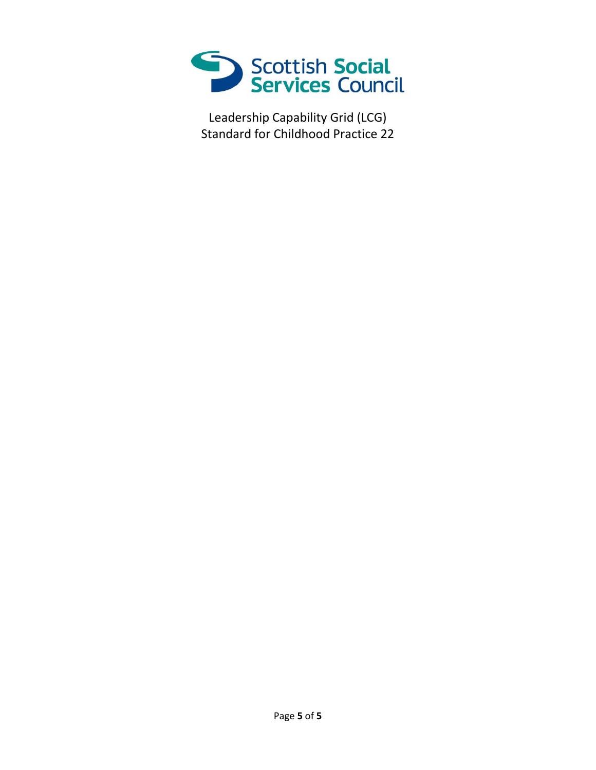Scottish Social Services Council

Leadership Capability Grid (LCG)
Standard for Childhood Practice 22